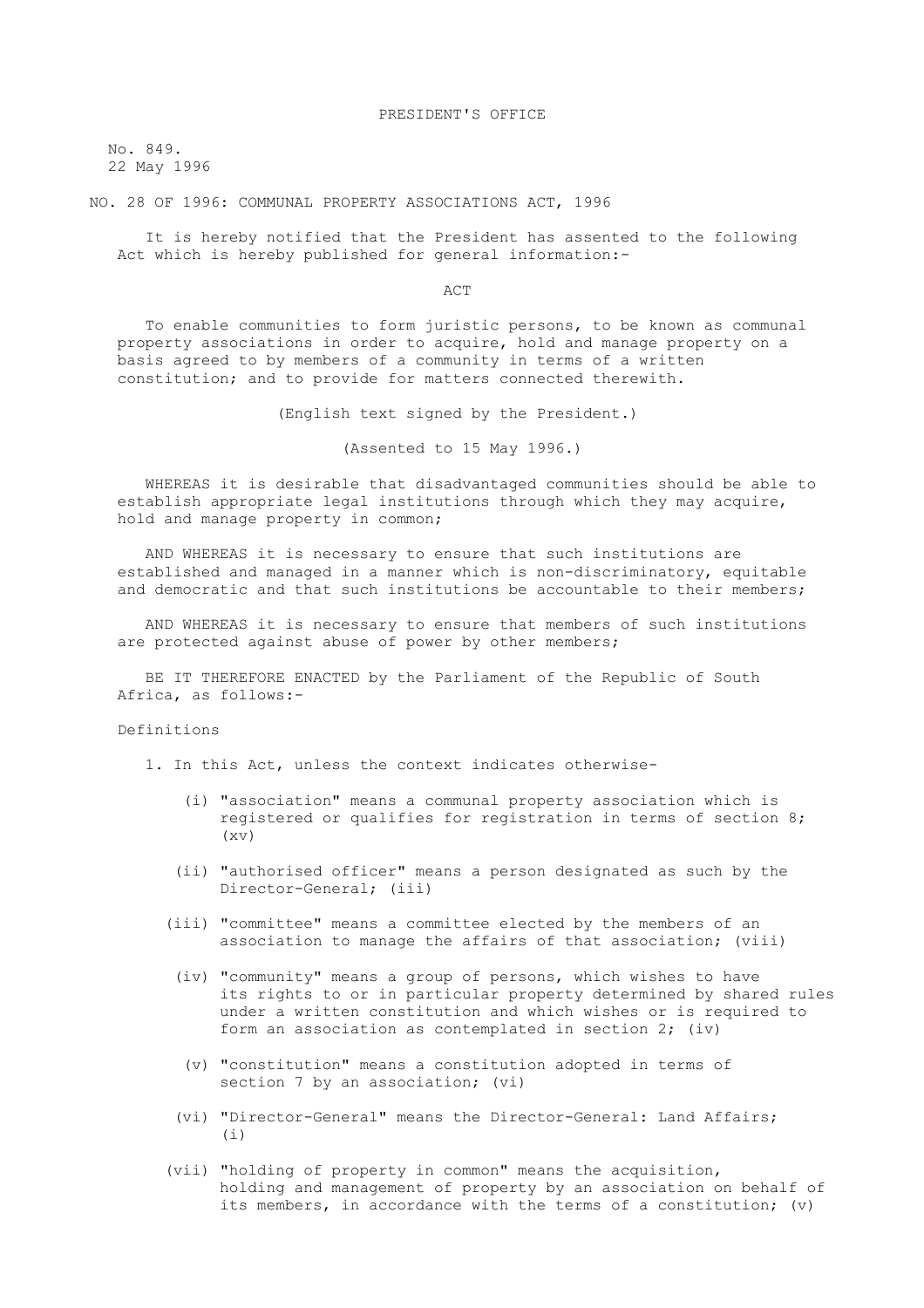PRESIDENT'S OFFICE

No. 849.
22 May 1996

# NO. 28 OF 1996: COMMUNAL PROPERTY ASSOCIATIONS ACT, 1996

It is hereby notified that the President has assented to the following Act which is hereby published for general information:-

## ACT

To enable communities to form juristic persons, to be known as communal property associations in order to acquire, hold and manage property on a basis agreed to by members of a community in terms of a written constitution; and to provide for matters connected therewith.

(English text signed by the President.)

(Assented to 15 May 1996.)

WHEREAS it is desirable that disadvantaged communities should be able to establish appropriate legal institutions through which they may acquire, hold and manage property in common;

AND WHEREAS it is necessary to ensure that such institutions are established and managed in a manner which is non-discriminatory, equitable and democratic and that such institutions be accountable to their members;

AND WHEREAS it is necessary to ensure that members of such institutions are protected against abuse of power by other members;

BE IT THEREFORE ENACTED by the Parliament of the Republic of South Africa, as follows:-

### Definitions

1. In this Act, unless the context indicates otherwise-

   (i) "association" means a communal property association which is registered or qualifies for registration in terms of section 8; (xv)

   (ii) "authorised officer" means a person designated as such by the Director-General; (iii)

   (iii) "committee" means a committee elected by the members of an association to manage the affairs of that association; (viii)

   (iv) "community" means a group of persons, which wishes to have its rights to or in particular property determined by shared rules under a written constitution and which wishes or is required to form an association as contemplated in section 2; (iv)

   (v) "constitution" means a constitution adopted in terms of section 7 by an association; (vi)

   (vi) "Director-General" means the Director-General: Land Affairs; (i)

   (vii) "holding of property in common" means the acquisition, holding and management of property by an association on behalf of its members, in accordance with the terms of a constitution; (v)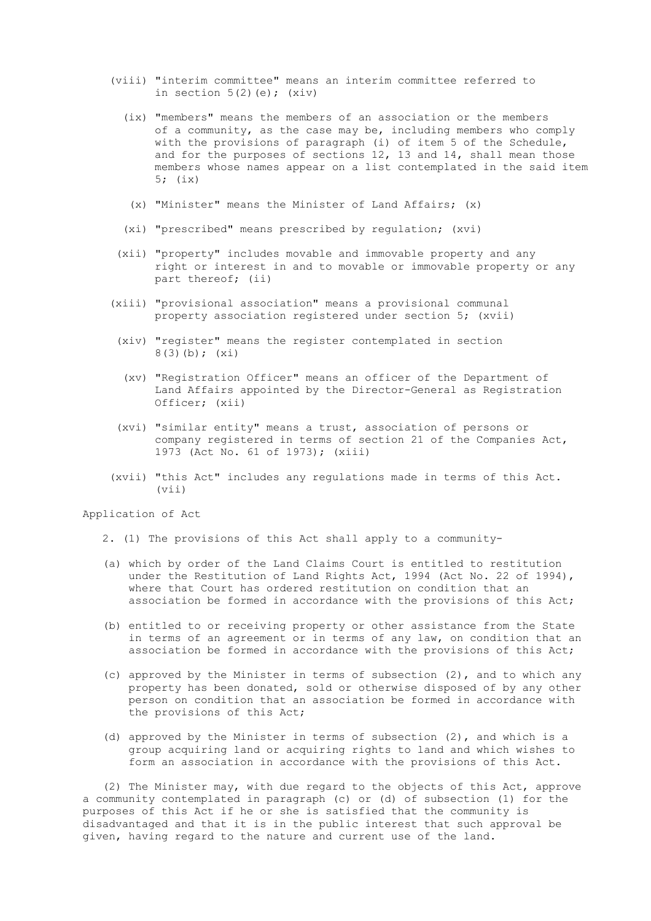(viii) "interim committee" means an interim committee referred to in section 5(2)(e); (xiv)

(ix) "members" means the members of an association or the members of a community, as the case may be, including members who comply with the provisions of paragraph (i) of item 5 of the Schedule, and for the purposes of sections 12, 13 and 14, shall mean those members whose names appear on a list contemplated in the said item 5; (ix)

(x) "Minister" means the Minister of Land Affairs; (x)

(xi) "prescribed" means prescribed by regulation; (xvi)

(xii) "property" includes movable and immovable property and any right or interest in and to movable or immovable property or any part thereof; (ii)

(xiii) "provisional association" means a provisional communal property association registered under section 5; (xvii)

(xiv) "register" means the register contemplated in section 8(3)(b); (xi)

(xv) "Registration Officer" means an officer of the Department of Land Affairs appointed by the Director-General as Registration Officer; (xii)

(xvi) "similar entity" means a trust, association of persons or company registered in terms of section 21 of the Companies Act, 1973 (Act No. 61 of 1973); (xiii)

(xvii) "this Act" includes any regulations made in terms of this Act. (vii)

Application of Act

2. (1) The provisions of this Act shall apply to a community-

(a) which by order of the Land Claims Court is entitled to restitution under the Restitution of Land Rights Act, 1994 (Act No. 22 of 1994), where that Court has ordered restitution on condition that an association be formed in accordance with the provisions of this Act;

(b) entitled to or receiving property or other assistance from the State in terms of an agreement or in terms of any law, on condition that an association be formed in accordance with the provisions of this Act;

(c) approved by the Minister in terms of subsection (2), and to which any property has been donated, sold or otherwise disposed of by any other person on condition that an association be formed in accordance with the provisions of this Act;

(d) approved by the Minister in terms of subsection (2), and which is a group acquiring land or acquiring rights to land and which wishes to form an association in accordance with the provisions of this Act.

(2) The Minister may, with due regard to the objects of this Act, approve a community contemplated in paragraph (c) or (d) of subsection (1) for the purposes of this Act if he or she is satisfied that the community is disadvantaged and that it is in the public interest that such approval be given, having regard to the nature and current use of the land.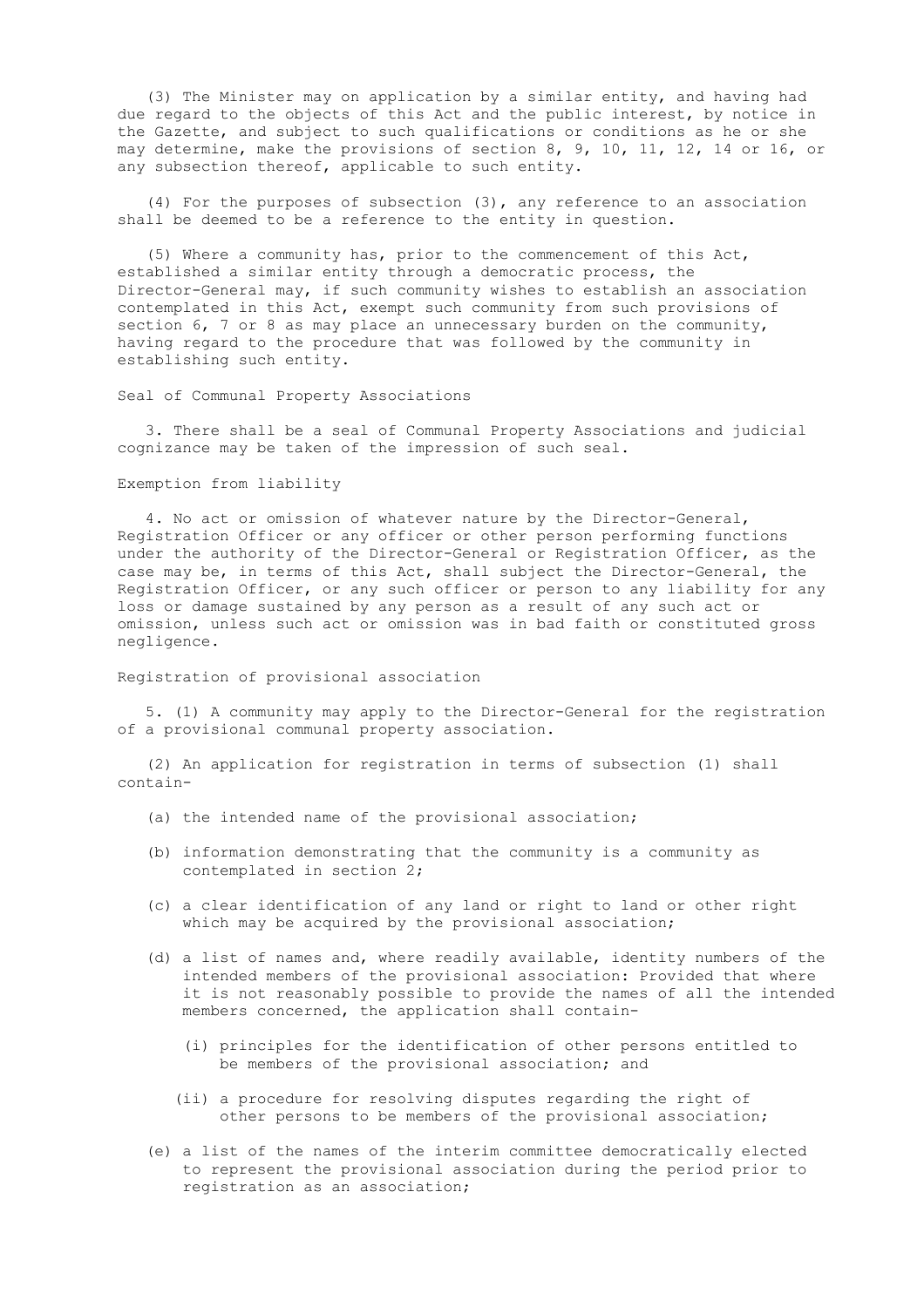(3) The Minister may on application by a similar entity, and having had due regard to the objects of this Act and the public interest, by notice in the Gazette, and subject to such qualifications or conditions as he or she may determine, make the provisions of section 8, 9, 10, 11, 12, 14 or 16, or any subsection thereof, applicable to such entity.

(4) For the purposes of subsection (3), any reference to an association shall be deemed to be a reference to the entity in question.

(5) Where a community has, prior to the commencement of this Act, established a similar entity through a democratic process, the Director-General may, if such community wishes to establish an association contemplated in this Act, exempt such community from such provisions of section 6, 7 or 8 as may place an unnecessary burden on the community, having regard to the procedure that was followed by the community in establishing such entity.

Seal of Communal Property Associations

3. There shall be a seal of Communal Property Associations and judicial cognizance may be taken of the impression of such seal.

Exemption from liability

4. No act or omission of whatever nature by the Director-General, Registration Officer or any officer or other person performing functions under the authority of the Director-General or Registration Officer, as the case may be, in terms of this Act, shall subject the Director-General, the Registration Officer, or any such officer or person to any liability for any loss or damage sustained by any person as a result of any such act or omission, unless such act or omission was in bad faith or constituted gross negligence.

Registration of provisional association

5. (1) A community may apply to the Director-General for the registration of a provisional communal property association.

(2) An application for registration in terms of subsection (1) shall contain-

- (a) the intended name of the provisional association;
- (b) information demonstrating that the community is a community as contemplated in section 2;
- (c) a clear identification of any land or right to land or other right which may be acquired by the provisional association;
- (d) a list of names and, where readily available, identity numbers of the intended members of the provisional association: Provided that where it is not reasonably possible to provide the names of all the intended members concerned, the application shall contain-
  - (i) principles for the identification of other persons entitled to be members of the provisional association; and
  - (ii) a procedure for resolving disputes regarding the right of other persons to be members of the provisional association;
- (e) a list of the names of the interim committee democratically elected to represent the provisional association during the period prior to registration as an association;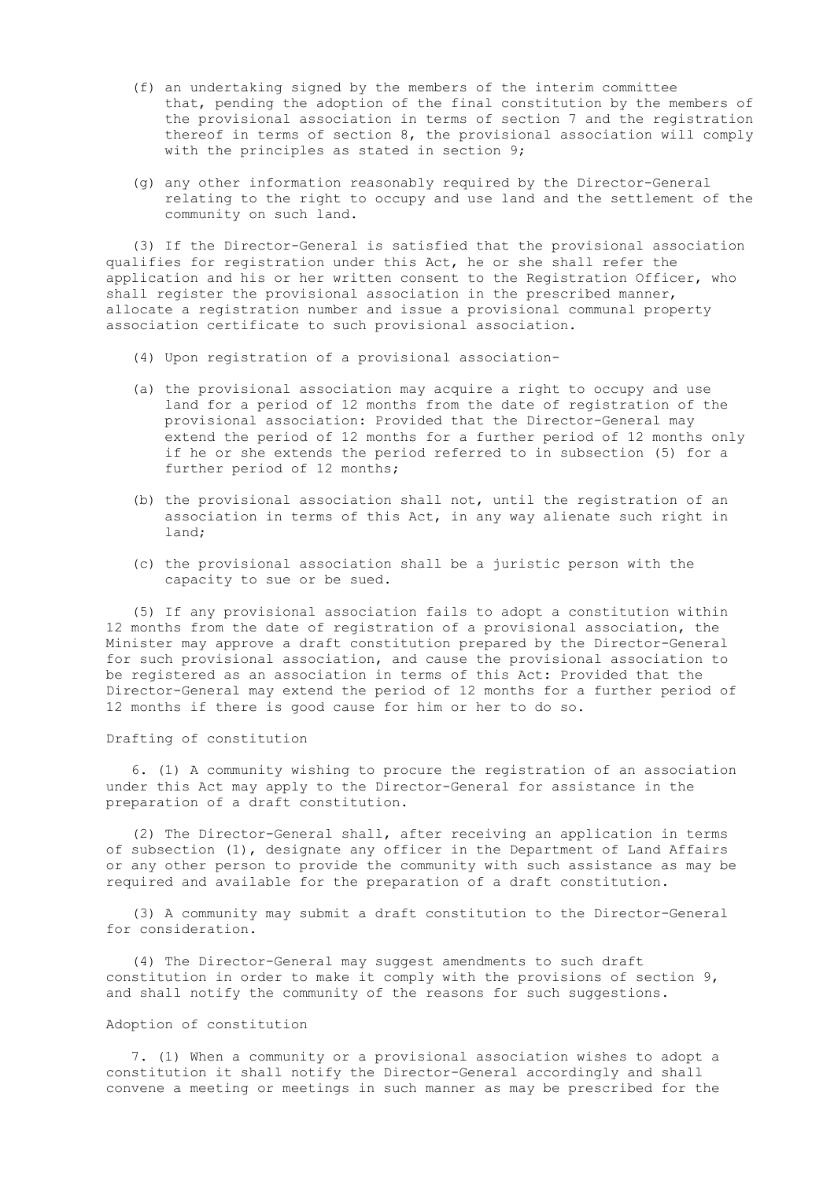(f) an undertaking signed by the members of the interim committee that, pending the adoption of the final constitution by the members of the provisional association in terms of section 7 and the registration thereof in terms of section 8, the provisional association will comply with the principles as stated in section 9;

(g) any other information reasonably required by the Director-General relating to the right to occupy and use land and the settlement of the community on such land.

(3) If the Director-General is satisfied that the provisional association qualifies for registration under this Act, he or she shall refer the application and his or her written consent to the Registration Officer, who shall register the provisional association in the prescribed manner, allocate a registration number and issue a provisional communal property association certificate to such provisional association.

(4) Upon registration of a provisional association-

(a) the provisional association may acquire a right to occupy and use land for a period of 12 months from the date of registration of the provisional association: Provided that the Director-General may extend the period of 12 months for a further period of 12 months only if he or she extends the period referred to in subsection (5) for a further period of 12 months;

(b) the provisional association shall not, until the registration of an association in terms of this Act, in any way alienate such right in land;

(c) the provisional association shall be a juristic person with the capacity to sue or be sued.

(5) If any provisional association fails to adopt a constitution within 12 months from the date of registration of a provisional association, the Minister may approve a draft constitution prepared by the Director-General for such provisional association, and cause the provisional association to be registered as an association in terms of this Act: Provided that the Director-General may extend the period of 12 months for a further period of 12 months if there is good cause for him or her to do so.

Drafting of constitution

6. (1) A community wishing to procure the registration of an association under this Act may apply to the Director-General for assistance in the preparation of a draft constitution.

(2) The Director-General shall, after receiving an application in terms of subsection (1), designate any officer in the Department of Land Affairs or any other person to provide the community with such assistance as may be required and available for the preparation of a draft constitution.

(3) A community may submit a draft constitution to the Director-General for consideration.

(4) The Director-General may suggest amendments to such draft constitution in order to make it comply with the provisions of section 9, and shall notify the community of the reasons for such suggestions.

Adoption of constitution

7. (1) When a community or a provisional association wishes to adopt a constitution it shall notify the Director-General accordingly and shall convene a meeting or meetings in such manner as may be prescribed for the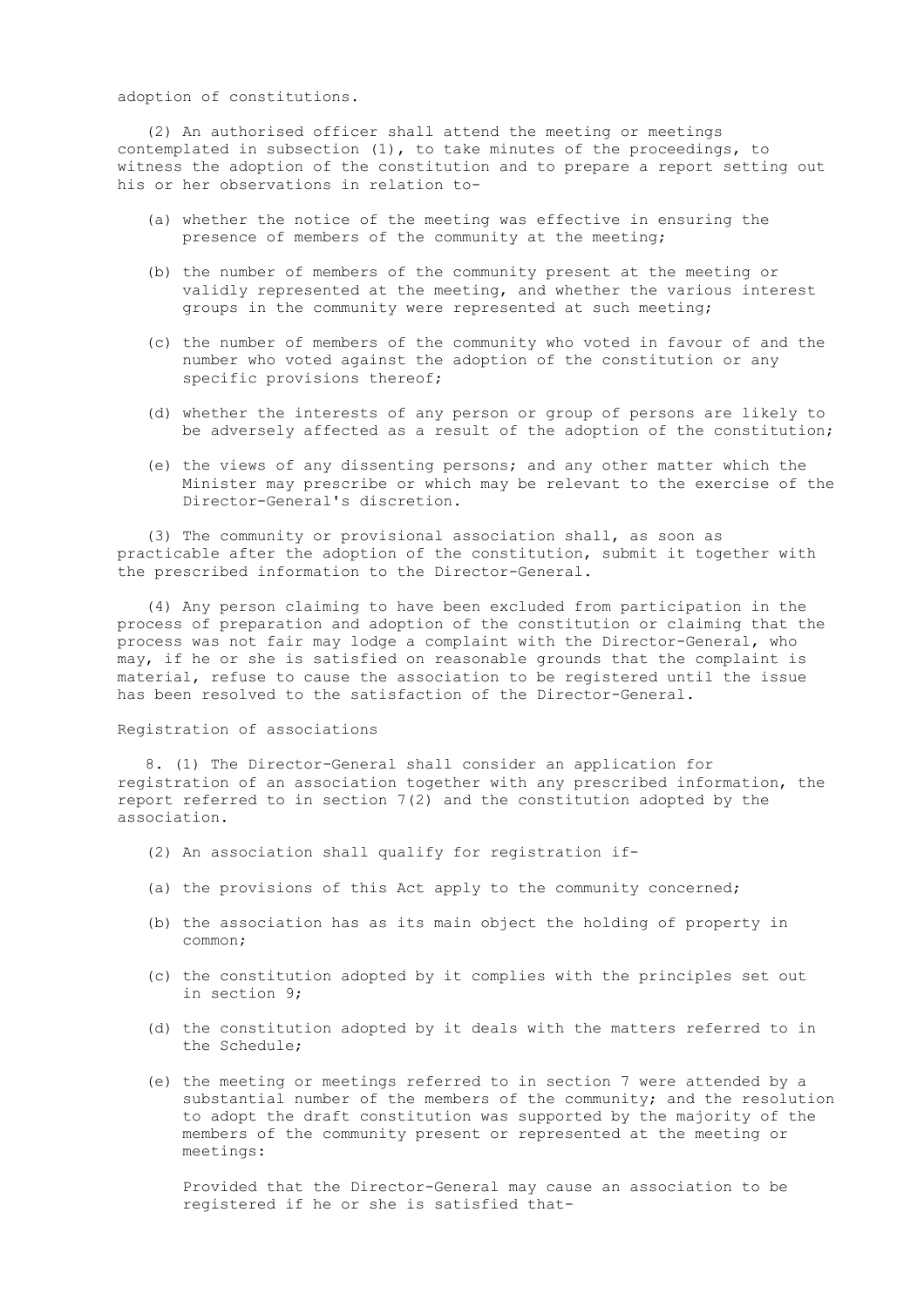adoption of constitutions.

(2) An authorised officer shall attend the meeting or meetings contemplated in subsection (1), to take minutes of the proceedings, to witness the adoption of the constitution and to prepare a report setting out his or her observations in relation to-

(a) whether the notice of the meeting was effective in ensuring the presence of members of the community at the meeting;

(b) the number of members of the community present at the meeting or validly represented at the meeting, and whether the various interest groups in the community were represented at such meeting;

(c) the number of members of the community who voted in favour of and the number who voted against the adoption of the constitution or any specific provisions thereof;

(d) whether the interests of any person or group of persons are likely to be adversely affected as a result of the adoption of the constitution;

(e) the views of any dissenting persons; and any other matter which the Minister may prescribe or which may be relevant to the exercise of the Director-General's discretion.

(3) The community or provisional association shall, as soon as practicable after the adoption of the constitution, submit it together with the prescribed information to the Director-General.

(4) Any person claiming to have been excluded from participation in the process of preparation and adoption of the constitution or claiming that the process was not fair may lodge a complaint with the Director-General, who may, if he or she is satisfied on reasonable grounds that the complaint is material, refuse to cause the association to be registered until the issue has been resolved to the satisfaction of the Director-General.

Registration of associations

8. (1) The Director-General shall consider an application for registration of an association together with any prescribed information, the report referred to in section 7(2) and the constitution adopted by the association.

(2) An association shall qualify for registration if-

(a) the provisions of this Act apply to the community concerned;

(b) the association has as its main object the holding of property in common;

(c) the constitution adopted by it complies with the principles set out in section 9;

(d) the constitution adopted by it deals with the matters referred to in the Schedule;

(e) the meeting or meetings referred to in section 7 were attended by a substantial number of the members of the community; and the resolution to adopt the draft constitution was supported by the majority of the members of the community present or represented at the meeting or meetings:

Provided that the Director-General may cause an association to be registered if he or she is satisfied that-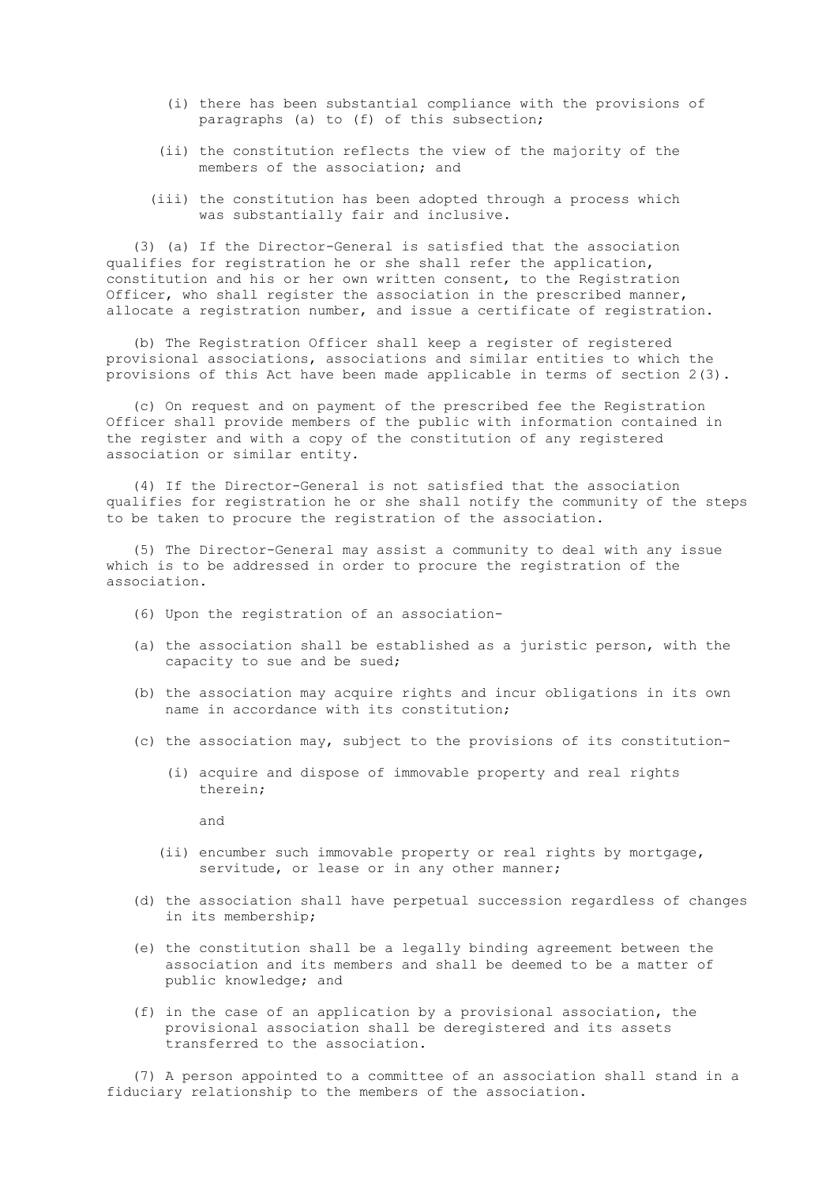(i) there has been substantial compliance with the provisions of paragraphs (a) to (f) of this subsection;

(ii) the constitution reflects the view of the majority of the members of the association; and

(iii) the constitution has been adopted through a process which was substantially fair and inclusive.

(3) (a) If the Director-General is satisfied that the association qualifies for registration he or she shall refer the application, constitution and his or her own written consent, to the Registration Officer, who shall register the association in the prescribed manner, allocate a registration number, and issue a certificate of registration.

(b) The Registration Officer shall keep a register of registered provisional associations, associations and similar entities to which the provisions of this Act have been made applicable in terms of section 2(3).

(c) On request and on payment of the prescribed fee the Registration Officer shall provide members of the public with information contained in the register and with a copy of the constitution of any registered association or similar entity.

(4) If the Director-General is not satisfied that the association qualifies for registration he or she shall notify the community of the steps to be taken to procure the registration of the association.

(5) The Director-General may assist a community to deal with any issue which is to be addressed in order to procure the registration of the association.

(6) Upon the registration of an association-

(a) the association shall be established as a juristic person, with the capacity to sue and be sued;

(b) the association may acquire rights and incur obligations in its own name in accordance with its constitution;

(c) the association may, subject to the provisions of its constitution-

(i) acquire and dispose of immovable property and real rights therein;

and

(ii) encumber such immovable property or real rights by mortgage, servitude, or lease or in any other manner;

(d) the association shall have perpetual succession regardless of changes in its membership;

(e) the constitution shall be a legally binding agreement between the association and its members and shall be deemed to be a matter of public knowledge; and

(f) in the case of an application by a provisional association, the provisional association shall be deregistered and its assets transferred to the association.

(7) A person appointed to a committee of an association shall stand in a fiduciary relationship to the members of the association.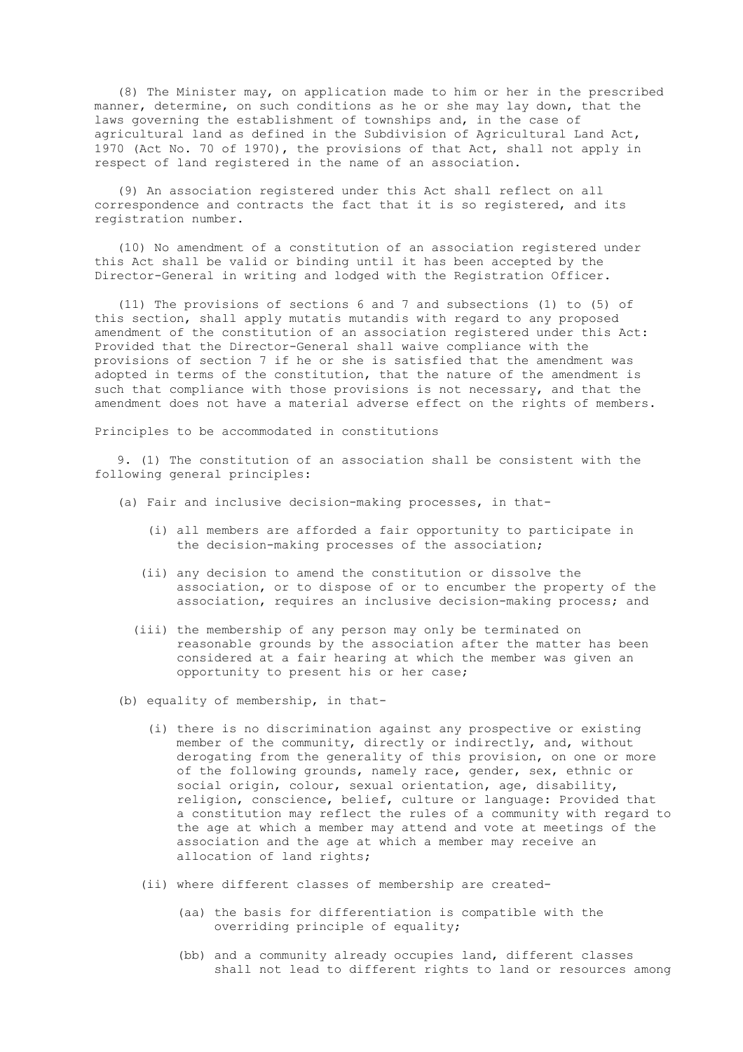(8) The Minister may, on application made to him or her in the prescribed manner, determine, on such conditions as he or she may lay down, that the laws governing the establishment of townships and, in the case of agricultural land as defined in the Subdivision of Agricultural Land Act, 1970 (Act No. 70 of 1970), the provisions of that Act, shall not apply in respect of land registered in the name of an association.

(9) An association registered under this Act shall reflect on all correspondence and contracts the fact that it is so registered, and its registration number.

(10) No amendment of a constitution of an association registered under this Act shall be valid or binding until it has been accepted by the Director-General in writing and lodged with the Registration Officer.

(11) The provisions of sections 6 and 7 and subsections (1) to (5) of this section, shall apply mutatis mutandis with regard to any proposed amendment of the constitution of an association registered under this Act: Provided that the Director-General shall waive compliance with the provisions of section 7 if he or she is satisfied that the amendment was adopted in terms of the constitution, that the nature of the amendment is such that compliance with those provisions is not necessary, and that the amendment does not have a material adverse effect on the rights of members.

Principles to be accommodated in constitutions

9. (1) The constitution of an association shall be consistent with the following general principles:

(a) Fair and inclusive decision-making processes, in that-

(i) all members are afforded a fair opportunity to participate in the decision-making processes of the association;

(ii) any decision to amend the constitution or dissolve the association, or to dispose of or to encumber the property of the association, requires an inclusive decision-making process; and

(iii) the membership of any person may only be terminated on reasonable grounds by the association after the matter has been considered at a fair hearing at which the member was given an opportunity to present his or her case;

(b) equality of membership, in that-

(i) there is no discrimination against any prospective or existing member of the community, directly or indirectly, and, without derogating from the generality of this provision, on one or more of the following grounds, namely race, gender, sex, ethnic or social origin, colour, sexual orientation, age, disability, religion, conscience, belief, culture or language: Provided that a constitution may reflect the rules of a community with regard to the age at which a member may attend and vote at meetings of the association and the age at which a member may receive an allocation of land rights;

(ii) where different classes of membership are created-

(aa) the basis for differentiation is compatible with the overriding principle of equality;

(bb) and a community already occupies land, different classes shall not lead to different rights to land or resources among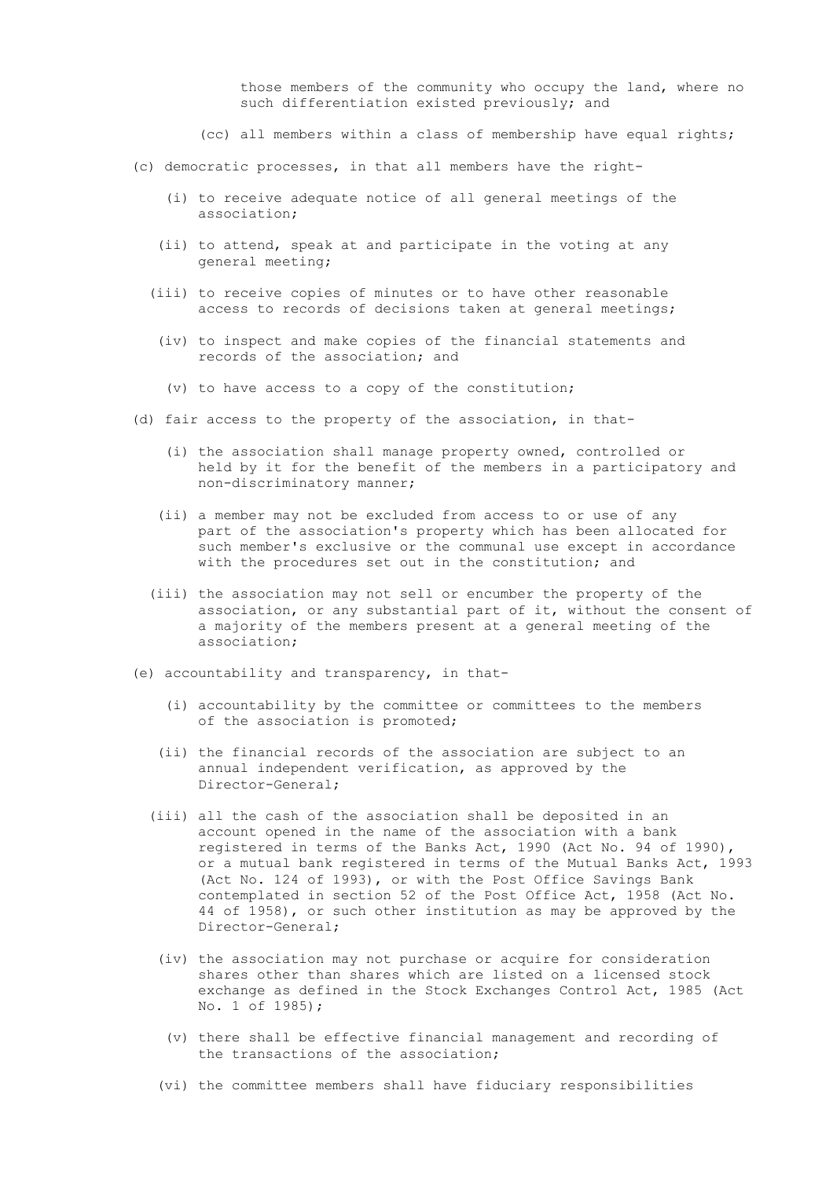those members of the community who occupy the land, where no such differentiation existed previously; and

(cc) all members within a class of membership have equal rights;

(c) democratic processes, in that all members have the right-

(i) to receive adequate notice of all general meetings of the association;

(ii) to attend, speak at and participate in the voting at any general meeting;

(iii) to receive copies of minutes or to have other reasonable access to records of decisions taken at general meetings;

(iv) to inspect and make copies of the financial statements and records of the association; and

(v) to have access to a copy of the constitution;

(d) fair access to the property of the association, in that-

(i) the association shall manage property owned, controlled or held by it for the benefit of the members in a participatory and non-discriminatory manner;

(ii) a member may not be excluded from access to or use of any part of the association's property which has been allocated for such member's exclusive or the communal use except in accordance with the procedures set out in the constitution; and

(iii) the association may not sell or encumber the property of the association, or any substantial part of it, without the consent of a majority of the members present at a general meeting of the association;

(e) accountability and transparency, in that-

(i) accountability by the committee or committees to the members of the association is promoted;

(ii) the financial records of the association are subject to an annual independent verification, as approved by the Director-General;

(iii) all the cash of the association shall be deposited in an account opened in the name of the association with a bank registered in terms of the Banks Act, 1990 (Act No. 94 of 1990), or a mutual bank registered in terms of the Mutual Banks Act, 1993 (Act No. 124 of 1993), or with the Post Office Savings Bank contemplated in section 52 of the Post Office Act, 1958 (Act No. 44 of 1958), or such other institution as may be approved by the Director-General;

(iv) the association may not purchase or acquire for consideration shares other than shares which are listed on a licensed stock exchange as defined in the Stock Exchanges Control Act, 1985 (Act No. 1 of 1985);

(v) there shall be effective financial management and recording of the transactions of the association;

(vi) the committee members shall have fiduciary responsibilities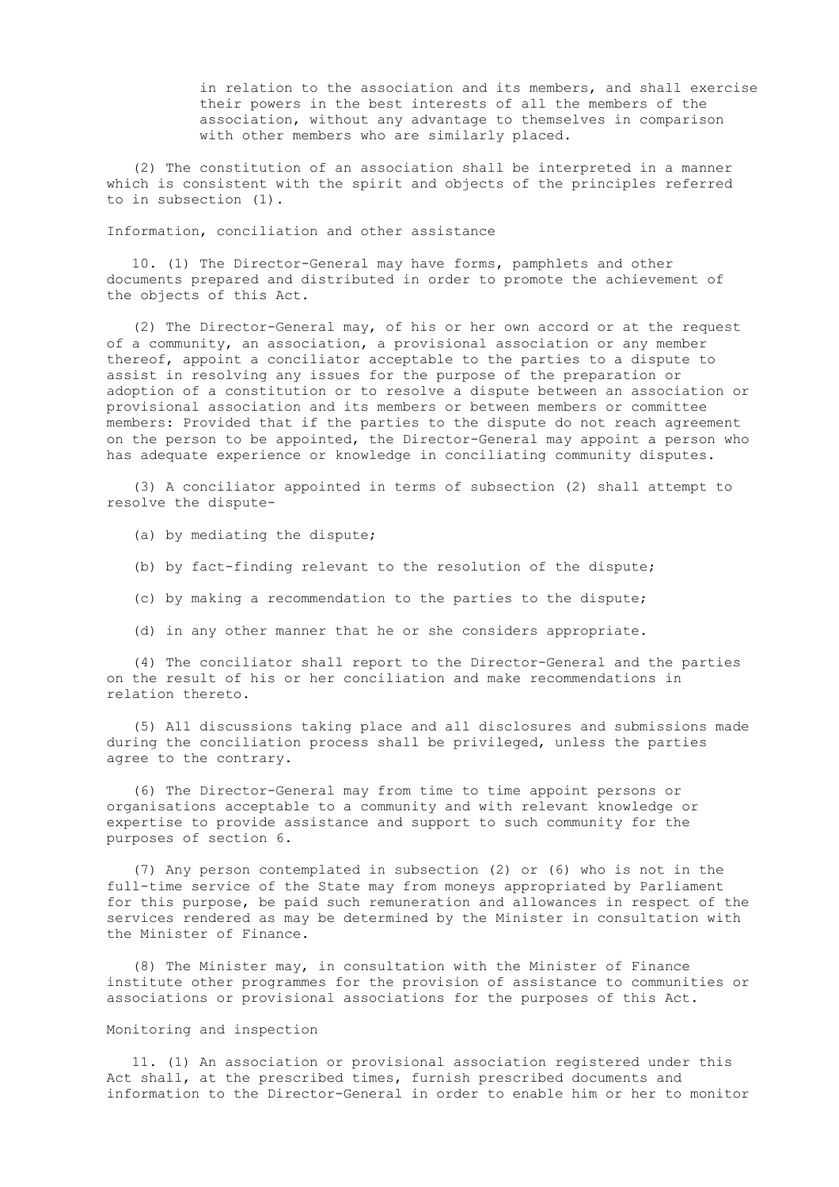in relation to the association and its members, and shall exercise their powers in the best interests of all the members of the association, without any advantage to themselves in comparison with other members who are similarly placed.

(2) The constitution of an association shall be interpreted in a manner which is consistent with the spirit and objects of the principles referred to in subsection (1).

### Information, conciliation and other assistance

10. (1) The Director-General may have forms, pamphlets and other documents prepared and distributed in order to promote the achievement of the objects of this Act.

(2) The Director-General may, of his or her own accord or at the request of a community, an association, a provisional association or any member thereof, appoint a conciliator acceptable to the parties to a dispute to assist in resolving any issues for the purpose of the preparation or adoption of a constitution or to resolve a dispute between an association or provisional association and its members or between members or committee members: Provided that if the parties to the dispute do not reach agreement on the person to be appointed, the Director-General may appoint a person who has adequate experience or knowledge in conciliating community disputes.

(3) A conciliator appointed in terms of subsection (2) shall attempt to resolve the dispute-

(a) by mediating the dispute;

(b) by fact-finding relevant to the resolution of the dispute;

(c) by making a recommendation to the parties to the dispute;

(d) in any other manner that he or she considers appropriate.

(4) The conciliator shall report to the Director-General and the parties on the result of his or her conciliation and make recommendations in relation thereto.

(5) All discussions taking place and all disclosures and submissions made during the conciliation process shall be privileged, unless the parties agree to the contrary.

(6) The Director-General may from time to time appoint persons or organisations acceptable to a community and with relevant knowledge or expertise to provide assistance and support to such community for the purposes of section 6.

(7) Any person contemplated in subsection (2) or (6) who is not in the full-time service of the State may from moneys appropriated by Parliament for this purpose, be paid such remuneration and allowances in respect of the services rendered as may be determined by the Minister in consultation with the Minister of Finance.

(8) The Minister may, in consultation with the Minister of Finance institute other programmes for the provision of assistance to communities or associations or provisional associations for the purposes of this Act.

### Monitoring and inspection

11. (1) An association or provisional association registered under this Act shall, at the prescribed times, furnish prescribed documents and information to the Director-General in order to enable him or her to monitor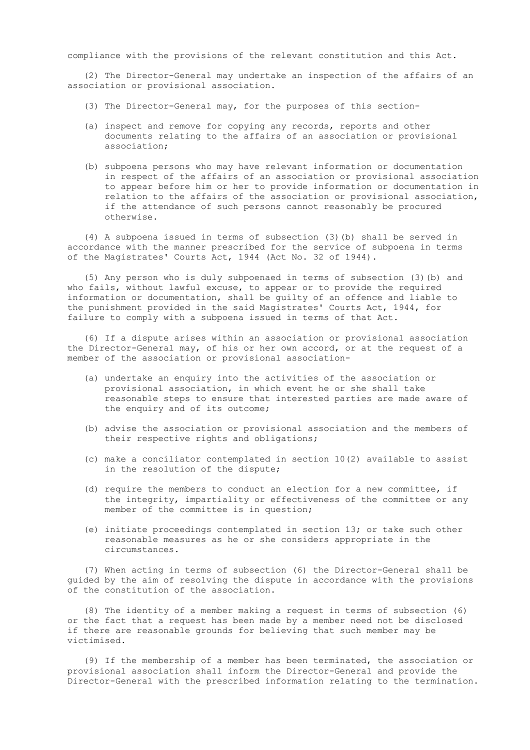compliance with the provisions of the relevant constitution and this Act.

(2) The Director-General may undertake an inspection of the affairs of an association or provisional association.

(3) The Director-General may, for the purposes of this section-

(a) inspect and remove for copying any records, reports and other documents relating to the affairs of an association or provisional association;

(b) subpoena persons who may have relevant information or documentation in respect of the affairs of an association or provisional association to appear before him or her to provide information or documentation in relation to the affairs of the association or provisional association, if the attendance of such persons cannot reasonably be procured otherwise.

(4) A subpoena issued in terms of subsection (3)(b) shall be served in accordance with the manner prescribed for the service of subpoena in terms of the Magistrates' Courts Act, 1944 (Act No. 32 of 1944).

(5) Any person who is duly subpoenaed in terms of subsection (3)(b) and who fails, without lawful excuse, to appear or to provide the required information or documentation, shall be guilty of an offence and liable to the punishment provided in the said Magistrates' Courts Act, 1944, for failure to comply with a subpoena issued in terms of that Act.

(6) If a dispute arises within an association or provisional association the Director-General may, of his or her own accord, or at the request of a member of the association or provisional association-

(a) undertake an enquiry into the activities of the association or provisional association, in which event he or she shall take reasonable steps to ensure that interested parties are made aware of the enquiry and of its outcome;

(b) advise the association or provisional association and the members of their respective rights and obligations;

(c) make a conciliator contemplated in section 10(2) available to assist in the resolution of the dispute;

(d) require the members to conduct an election for a new committee, if the integrity, impartiality or effectiveness of the committee or any member of the committee is in question;

(e) initiate proceedings contemplated in section 13; or take such other reasonable measures as he or she considers appropriate in the circumstances.

(7) When acting in terms of subsection (6) the Director-General shall be guided by the aim of resolving the dispute in accordance with the provisions of the constitution of the association.

(8) The identity of a member making a request in terms of subsection (6) or the fact that a request has been made by a member need not be disclosed if there are reasonable grounds for believing that such member may be victimised.

(9) If the membership of a member has been terminated, the association or provisional association shall inform the Director-General and provide the Director-General with the prescribed information relating to the termination.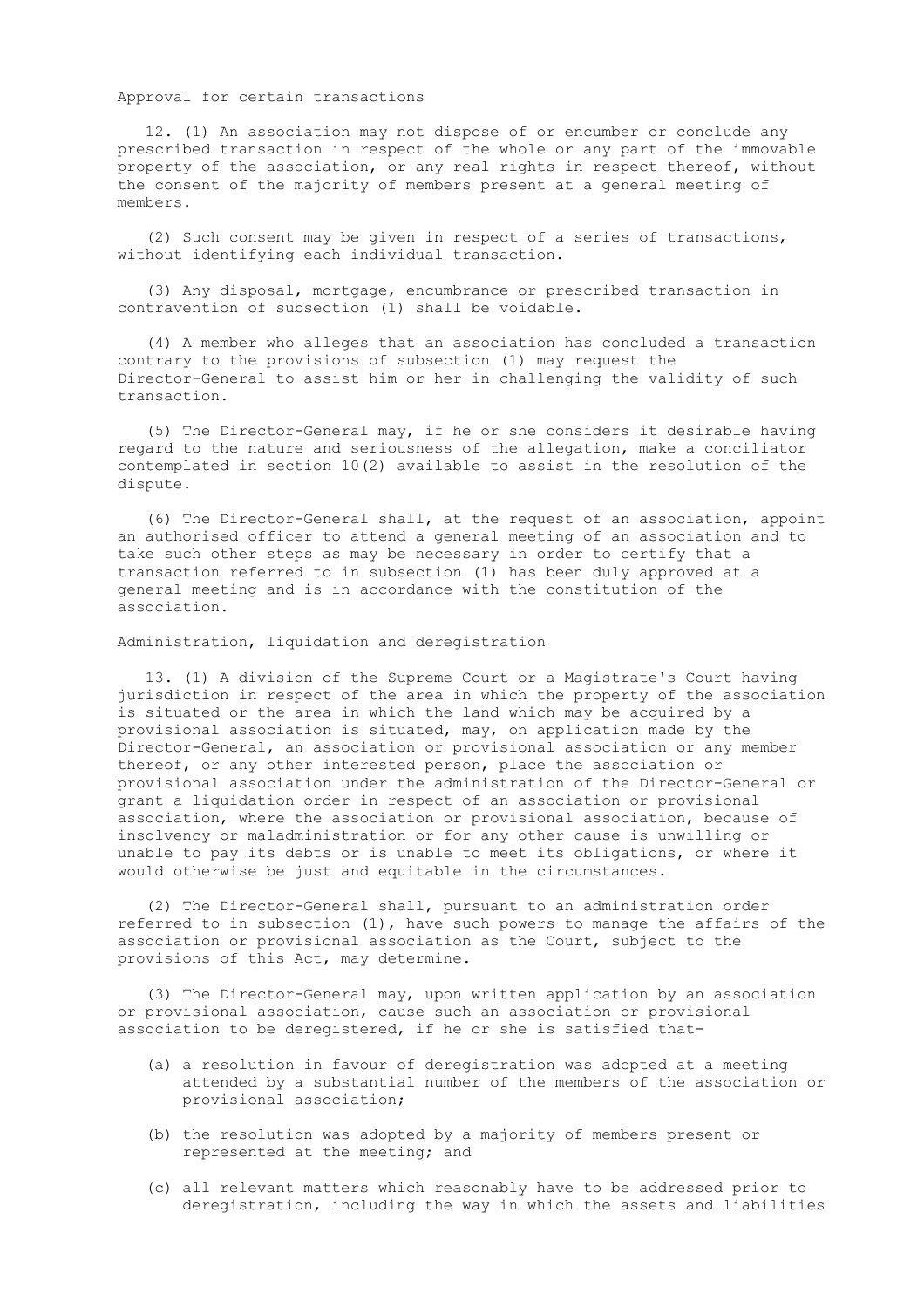### Approval for certain transactions

12. (1) An association may not dispose of or encumber or conclude any prescribed transaction in respect of the whole or any part of the immovable property of the association, or any real rights in respect thereof, without the consent of the majority of members present at a general meeting of members.

(2) Such consent may be given in respect of a series of transactions, without identifying each individual transaction.

(3) Any disposal, mortgage, encumbrance or prescribed transaction in contravention of subsection (1) shall be voidable.

(4) A member who alleges that an association has concluded a transaction contrary to the provisions of subsection (1) may request the Director-General to assist him or her in challenging the validity of such transaction.

(5) The Director-General may, if he or she considers it desirable having regard to the nature and seriousness of the allegation, make a conciliator contemplated in section 10(2) available to assist in the resolution of the dispute.

(6) The Director-General shall, at the request of an association, appoint an authorised officer to attend a general meeting of an association and to take such other steps as may be necessary in order to certify that a transaction referred to in subsection (1) has been duly approved at a general meeting and is in accordance with the constitution of the association.

### Administration, liquidation and deregistration

13. (1) A division of the Supreme Court or a Magistrate's Court having jurisdiction in respect of the area in which the property of the association is situated or the area in which the land which may be acquired by a provisional association is situated, may, on application made by the Director-General, an association or provisional association or any member thereof, or any other interested person, place the association or provisional association under the administration of the Director-General or grant a liquidation order in respect of an association or provisional association, where the association or provisional association, because of insolvency or maladministration or for any other cause is unwilling or unable to pay its debts or is unable to meet its obligations, or where it would otherwise be just and equitable in the circumstances.

(2) The Director-General shall, pursuant to an administration order referred to in subsection (1), have such powers to manage the affairs of the association or provisional association as the Court, subject to the provisions of this Act, may determine.

(3) The Director-General may, upon written application by an association or provisional association, cause such an association or provisional association to be deregistered, if he or she is satisfied that-

- (a) a resolution in favour of deregistration was adopted at a meeting attended by a substantial number of the members of the association or provisional association;
- (b) the resolution was adopted by a majority of members present or represented at the meeting; and
- (c) all relevant matters which reasonably have to be addressed prior to deregistration, including the way in which the assets and liabilities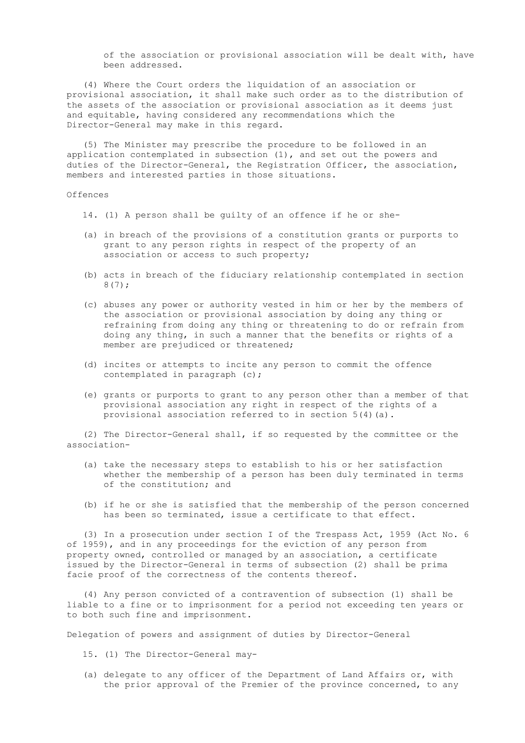of the association or provisional association will be dealt with, have been addressed.

(4) Where the Court orders the liquidation of an association or provisional association, it shall make such order as to the distribution of the assets of the association or provisional association as it deems just and equitable, having considered any recommendations which the Director-General may make in this regard.

(5) The Minister may prescribe the procedure to be followed in an application contemplated in subsection (1), and set out the powers and duties of the Director-General, the Registration Officer, the association, members and interested parties in those situations.

## Offences

14. (1) A person shall be guilty of an offence if he or she-

(a) in breach of the provisions of a constitution grants or purports to grant to any person rights in respect of the property of an association or access to such property;

(b) acts in breach of the fiduciary relationship contemplated in section 8(7);

(c) abuses any power or authority vested in him or her by the members of the association or provisional association by doing any thing or refraining from doing any thing or threatening to do or refrain from doing any thing, in such a manner that the benefits or rights of a member are prejudiced or threatened;

(d) incites or attempts to incite any person to commit the offence contemplated in paragraph (c);

(e) grants or purports to grant to any person other than a member of that provisional association any right in respect of the rights of a provisional association referred to in section 5(4)(a).

(2) The Director-General shall, if so requested by the committee or the association-

(a) take the necessary steps to establish to his or her satisfaction whether the membership of a person has been duly terminated in terms of the constitution; and

(b) if he or she is satisfied that the membership of the person concerned has been so terminated, issue a certificate to that effect.

(3) In a prosecution under section I of the Trespass Act, 1959 (Act No. 6 of 1959), and in any proceedings for the eviction of any person from property owned, controlled or managed by an association, a certificate issued by the Director-General in terms of subsection (2) shall be prima facie proof of the correctness of the contents thereof.

(4) Any person convicted of a contravention of subsection (1) shall be liable to a fine or to imprisonment for a period not exceeding ten years or to both such fine and imprisonment.

## Delegation of powers and assignment of duties by Director-General

15. (1) The Director-General may-

(a) delegate to any officer of the Department of Land Affairs or, with the prior approval of the Premier of the province concerned, to any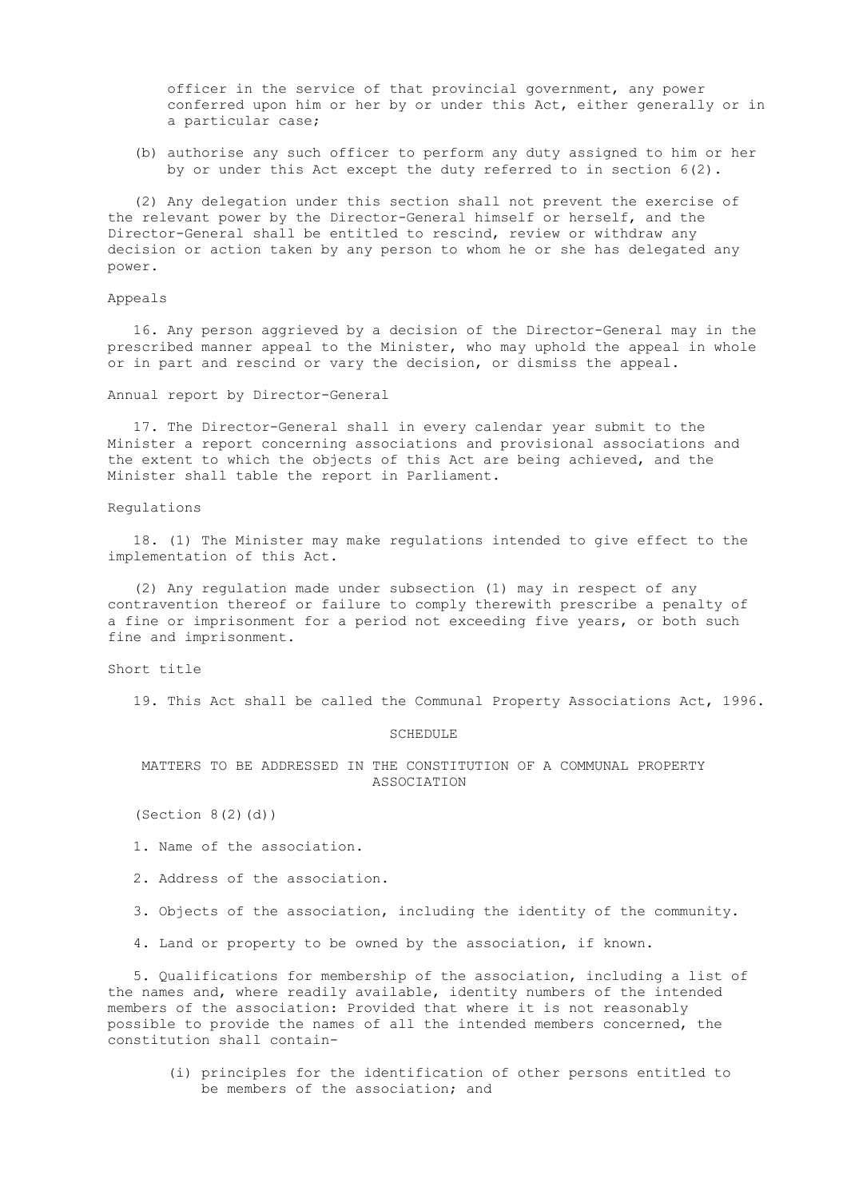officer in the service of that provincial government, any power conferred upon him or her by or under this Act, either generally or in a particular case;

(b) authorise any such officer to perform any duty assigned to him or her by or under this Act except the duty referred to in section 6(2).

(2) Any delegation under this section shall not prevent the exercise of the relevant power by the Director-General himself or herself, and the Director-General shall be entitled to rescind, review or withdraw any decision or action taken by any person to whom he or she has delegated any power.

Appeals

16. Any person aggrieved by a decision of the Director-General may in the prescribed manner appeal to the Minister, who may uphold the appeal in whole or in part and rescind or vary the decision, or dismiss the appeal.

Annual report by Director-General

17. The Director-General shall in every calendar year submit to the Minister a report concerning associations and provisional associations and the extent to which the objects of this Act are being achieved, and the Minister shall table the report in Parliament.

Regulations

18. (1) The Minister may make regulations intended to give effect to the implementation of this Act.

(2) Any regulation made under subsection (1) may in respect of any contravention thereof or failure to comply therewith prescribe a penalty of a fine or imprisonment for a period not exceeding five years, or both such fine and imprisonment.

Short title

19. This Act shall be called the Communal Property Associations Act, 1996.

SCHEDULE

MATTERS TO BE ADDRESSED IN THE CONSTITUTION OF A COMMUNAL PROPERTY ASSOCIATION

(Section 8(2)(d))

1. Name of the association.

2. Address of the association.

3. Objects of the association, including the identity of the community.

4. Land or property to be owned by the association, if known.

5. Qualifications for membership of the association, including a list of the names and, where readily available, identity numbers of the intended members of the association: Provided that where it is not reasonably possible to provide the names of all the intended members concerned, the constitution shall contain-

(i) principles for the identification of other persons entitled to be members of the association; and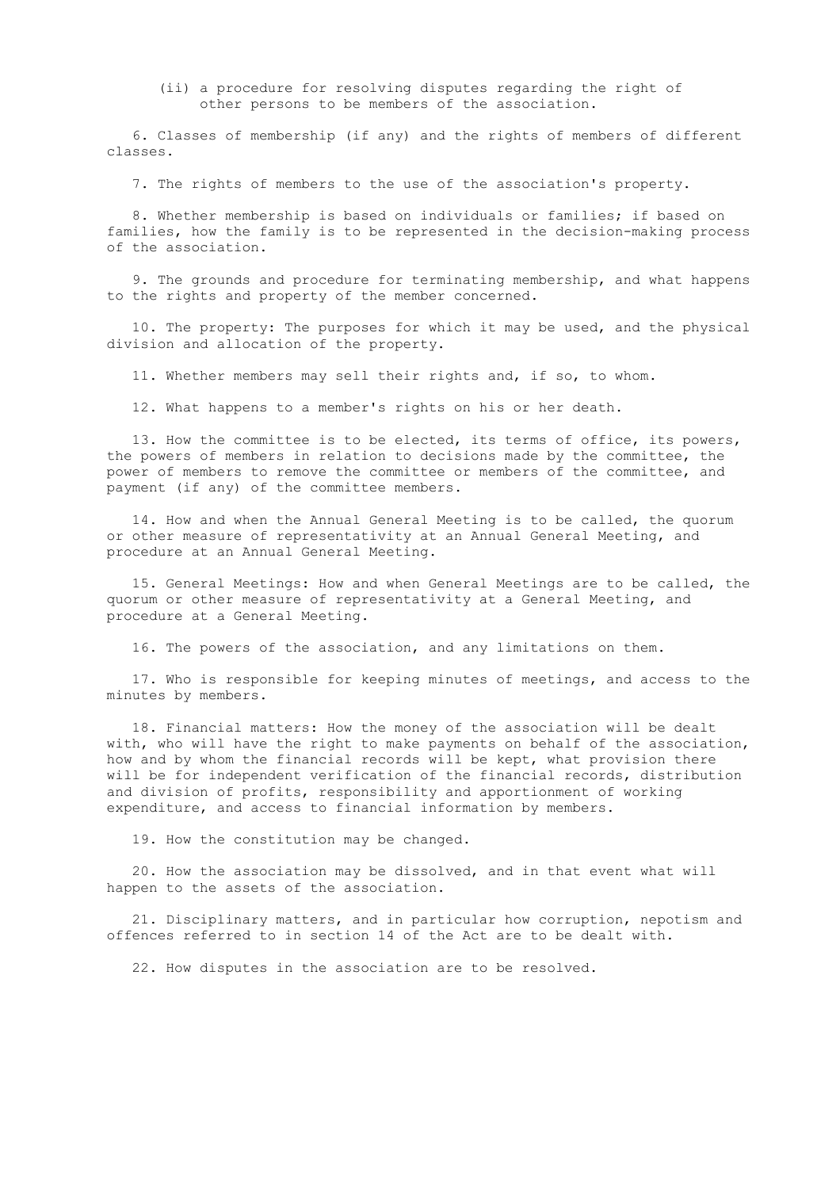(ii) a procedure for resolving disputes regarding the right of other persons to be members of the association.

6. Classes of membership (if any) and the rights of members of different classes.

7. The rights of members to the use of the association's property.

8. Whether membership is based on individuals or families; if based on families, how the family is to be represented in the decision-making process of the association.

9. The grounds and procedure for terminating membership, and what happens to the rights and property of the member concerned.

10. The property: The purposes for which it may be used, and the physical division and allocation of the property.

11. Whether members may sell their rights and, if so, to whom.

12. What happens to a member's rights on his or her death.

13. How the committee is to be elected, its terms of office, its powers, the powers of members in relation to decisions made by the committee, the power of members to remove the committee or members of the committee, and payment (if any) of the committee members.

14. How and when the Annual General Meeting is to be called, the quorum or other measure of representativity at an Annual General Meeting, and procedure at an Annual General Meeting.

15. General Meetings: How and when General Meetings are to be called, the quorum or other measure of representativity at a General Meeting, and procedure at a General Meeting.

16. The powers of the association, and any limitations on them.

17. Who is responsible for keeping minutes of meetings, and access to the minutes by members.

18. Financial matters: How the money of the association will be dealt with, who will have the right to make payments on behalf of the association, how and by whom the financial records will be kept, what provision there will be for independent verification of the financial records, distribution and division of profits, responsibility and apportionment of working expenditure, and access to financial information by members.

19. How the constitution may be changed.

20. How the association may be dissolved, and in that event what will happen to the assets of the association.

21. Disciplinary matters, and in particular how corruption, nepotism and offences referred to in section 14 of the Act are to be dealt with.

22. How disputes in the association are to be resolved.